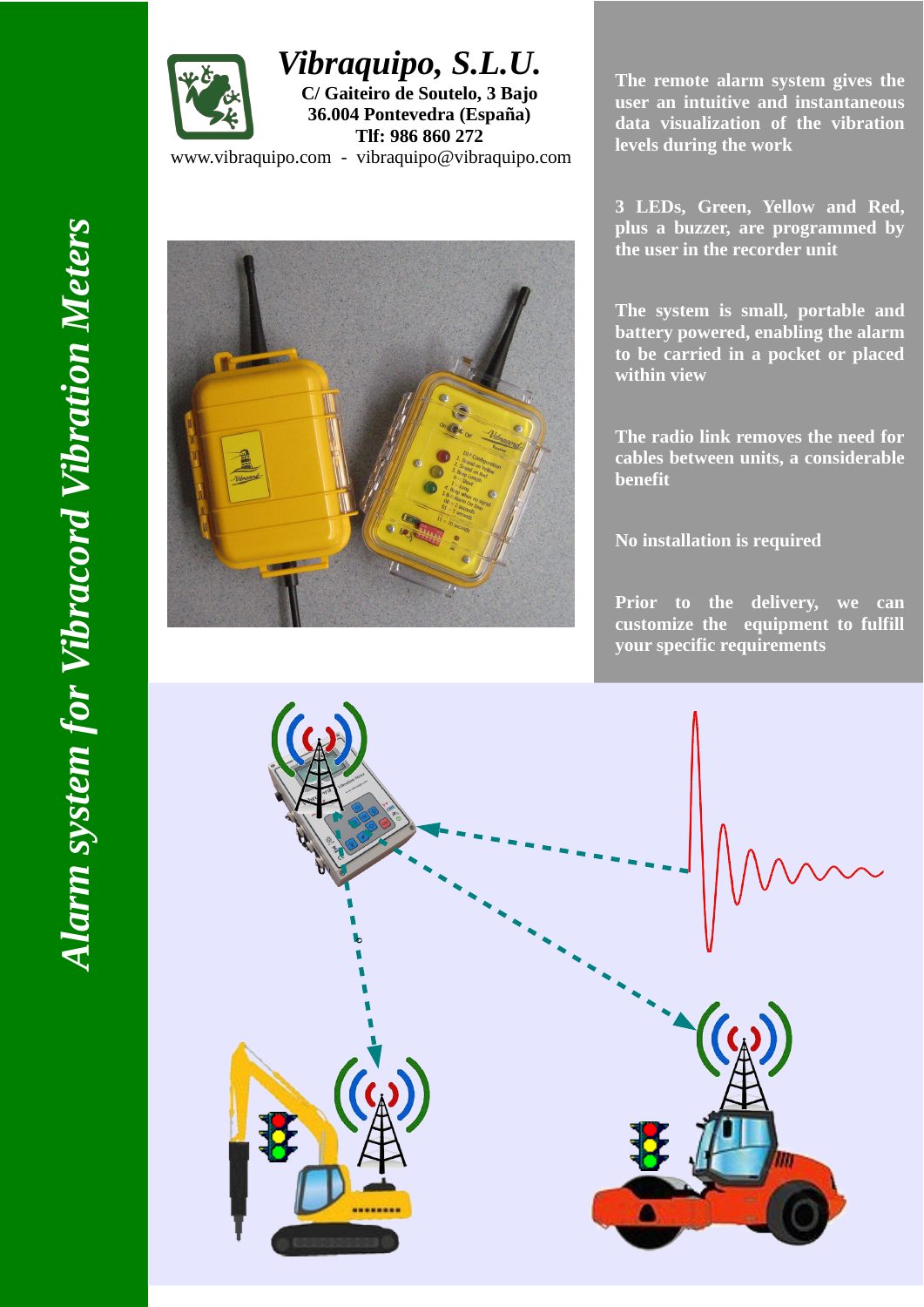# Alarm system for Vibracord Vibration Meters

***Vibraquipo, S.L.U.***

**C/ Gaiteiro de Soutelo, 3 Bajo**
**36.004 Pontevedra (España)**
**Tlf: 986 860 272**

www.vibraquipo.com - vibraquipo@vibraquipo.com

**The remote alarm system gives the user an intuitive and instantaneous data visualization of the vibration levels during the work**

**3 LEDs, Green, Yellow and Red, plus a buzzer, are programmed by the user in the recorder unit**

**The system is small, portable and battery powered, enabling the alarm to be carried in a pocket or placed within view**

**The radio link removes the need for cables between units, a considerable benefit**

**No installation is required**

**Prior to the delivery, we can customize the equipment to fulfill your specific requirements**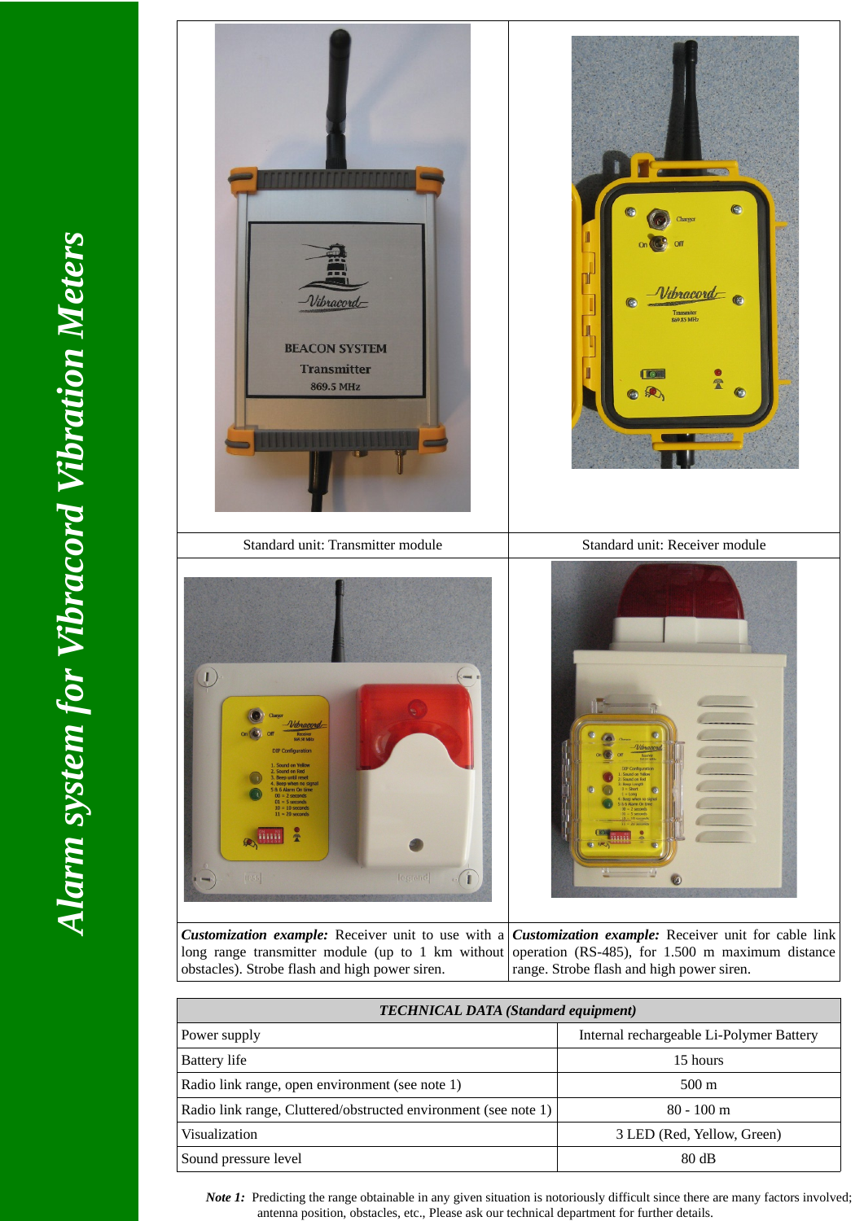# *Alarm system for Vibracord Vibration Meters*

| Standard unit: Transmitter module | Standard unit: Receiver module |
|---|---|
| ***Customization example:*** Receiver unit to use with a long range transmitter module (up to 1 km without obstacles). Strobe flash and high power siren. | ***Customization example:*** Receiver unit for cable link operation (RS-485), for 1.500 m maximum distance range. Strobe flash and high power siren. |

| ***TECHNICAL DATA (Standard equipment)*** | |
|---|---|
| Power supply | Internal rechargeable Li-Polymer Battery |
| Battery life | 15 hours |
| Radio link range, open environment (see note 1) | 500 m |
| Radio link range, Cluttered/obstructed environment (see note 1) | 80 - 100 m |
| Visualization | 3 LED (Red, Yellow, Green) |
| Sound pressure level | 80 dB |

***Note 1:*** Predicting the range obtainable in any given situation is notoriously difficult since there are many factors involved; antenna position, obstacles, etc., Please ask our technical department for further details.